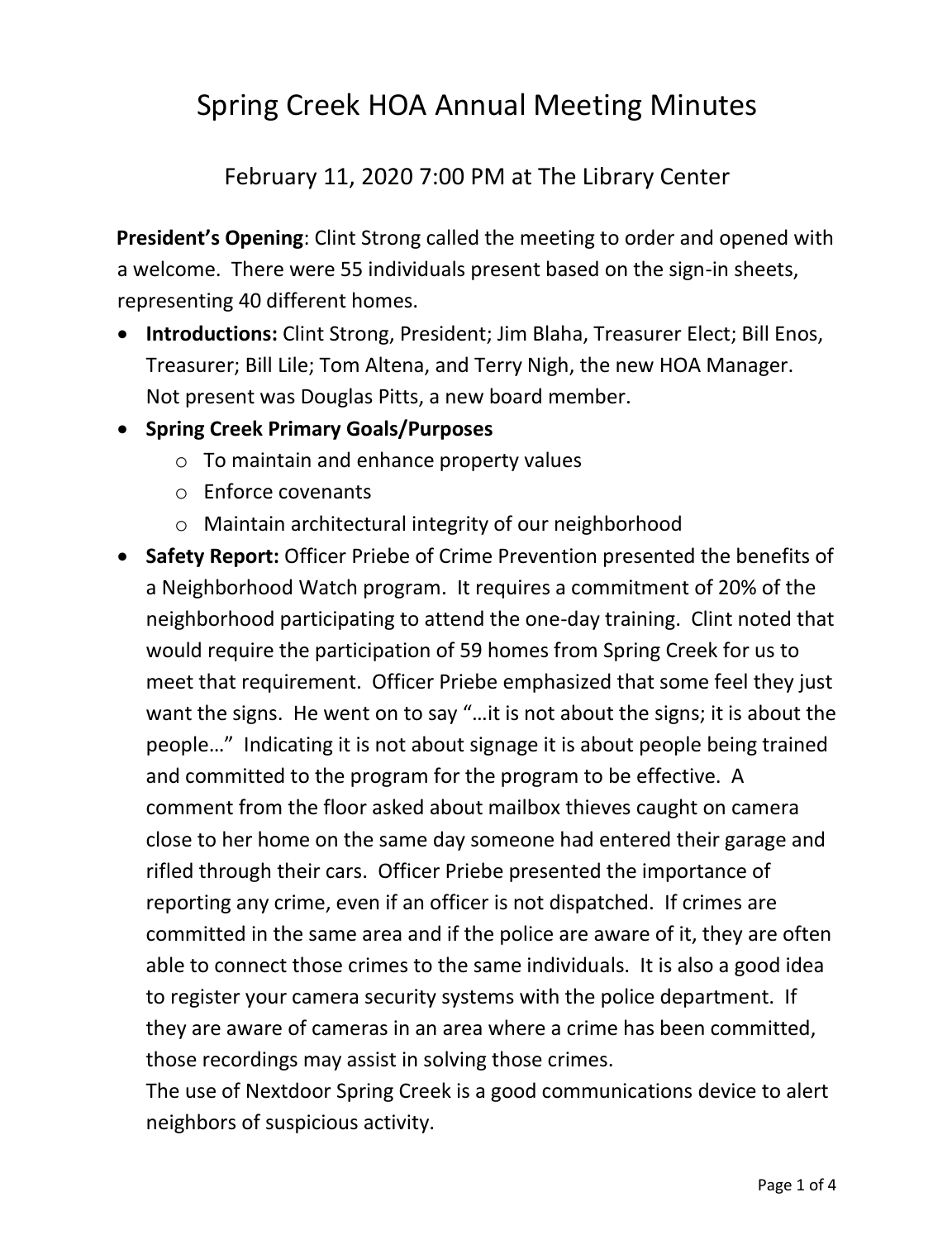# Spring Creek HOA Annual Meeting Minutes

## February 11, 2020 7:00 PM at The Library Center

**President's Opening**: Clint Strong called the meeting to order and opened with a welcome. There were 55 individuals present based on the sign-in sheets, representing 40 different homes.

- **Introductions:** Clint Strong, President; Jim Blaha, Treasurer Elect; Bill Enos, Treasurer; Bill Lile; Tom Altena, and Terry Nigh, the new HOA Manager. Not present was Douglas Pitts, a new board member.
- **Spring Creek Primary Goals/Purposes**
  - To maintain and enhance property values
  - Enforce covenants
  - Maintain architectural integrity of our neighborhood
- **Safety Report:** Officer Priebe of Crime Prevention presented the benefits of a Neighborhood Watch program. It requires a commitment of 20% of the neighborhood participating to attend the one-day training. Clint noted that would require the participation of 59 homes from Spring Creek for us to meet that requirement. Officer Priebe emphasized that some feel they just want the signs. He went on to say "…it is not about the signs; it is about the people…" Indicating it is not about signage it is about people being trained and committed to the program for the program to be effective. A comment from the floor asked about mailbox thieves caught on camera close to her home on the same day someone had entered their garage and rifled through their cars. Officer Priebe presented the importance of reporting any crime, even if an officer is not dispatched. If crimes are committed in the same area and if the police are aware of it, they are often able to connect those crimes to the same individuals. It is also a good idea to register your camera security systems with the police department. If they are aware of cameras in an area where a crime has been committed, those recordings may assist in solving those crimes.

  The use of Nextdoor Spring Creek is a good communications device to alert neighbors of suspicious activity.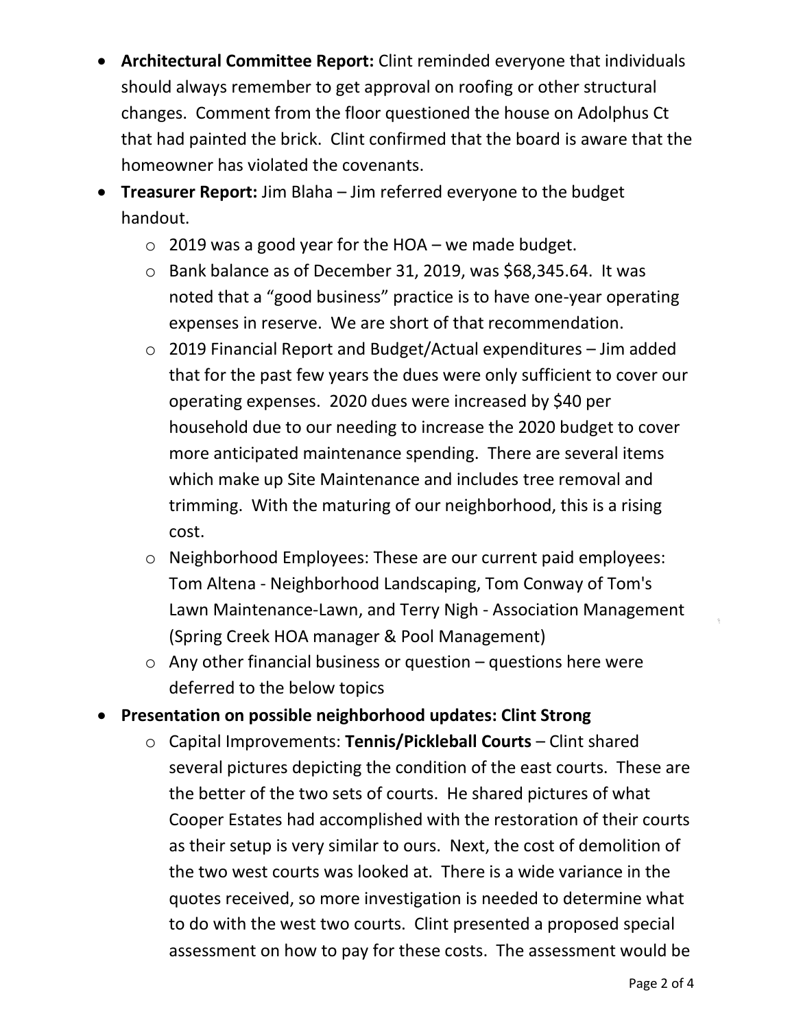- **Architectural Committee Report:** Clint reminded everyone that individuals should always remember to get approval on roofing or other structural changes. Comment from the floor questioned the house on Adolphus Ct that had painted the brick. Clint confirmed that the board is aware that the homeowner has violated the covenants.
- **Treasurer Report:** Jim Blaha – Jim referred everyone to the budget handout.
  - 2019 was a good year for the HOA – we made budget.
  - Bank balance as of December 31, 2019, was $68,345.64. It was noted that a "good business" practice is to have one-year operating expenses in reserve. We are short of that recommendation.
  - 2019 Financial Report and Budget/Actual expenditures – Jim added that for the past few years the dues were only sufficient to cover our operating expenses. 2020 dues were increased by $40 per household due to our needing to increase the 2020 budget to cover more anticipated maintenance spending. There are several items which make up Site Maintenance and includes tree removal and trimming. With the maturing of our neighborhood, this is a rising cost.
  - Neighborhood Employees: These are our current paid employees: Tom Altena - Neighborhood Landscaping, Tom Conway of Tom's Lawn Maintenance-Lawn, and Terry Nigh - Association Management (Spring Creek HOA manager & Pool Management)
  - Any other financial business or question – questions here were deferred to the below topics
- **Presentation on possible neighborhood updates: Clint Strong**
  - Capital Improvements: **Tennis/Pickleball Courts** – Clint shared several pictures depicting the condition of the east courts. These are the better of the two sets of courts. He shared pictures of what Cooper Estates had accomplished with the restoration of their courts as their setup is very similar to ours. Next, the cost of demolition of the two west courts was looked at. There is a wide variance in the quotes received, so more investigation is needed to determine what to do with the west two courts. Clint presented a proposed special assessment on how to pay for these costs. The assessment would be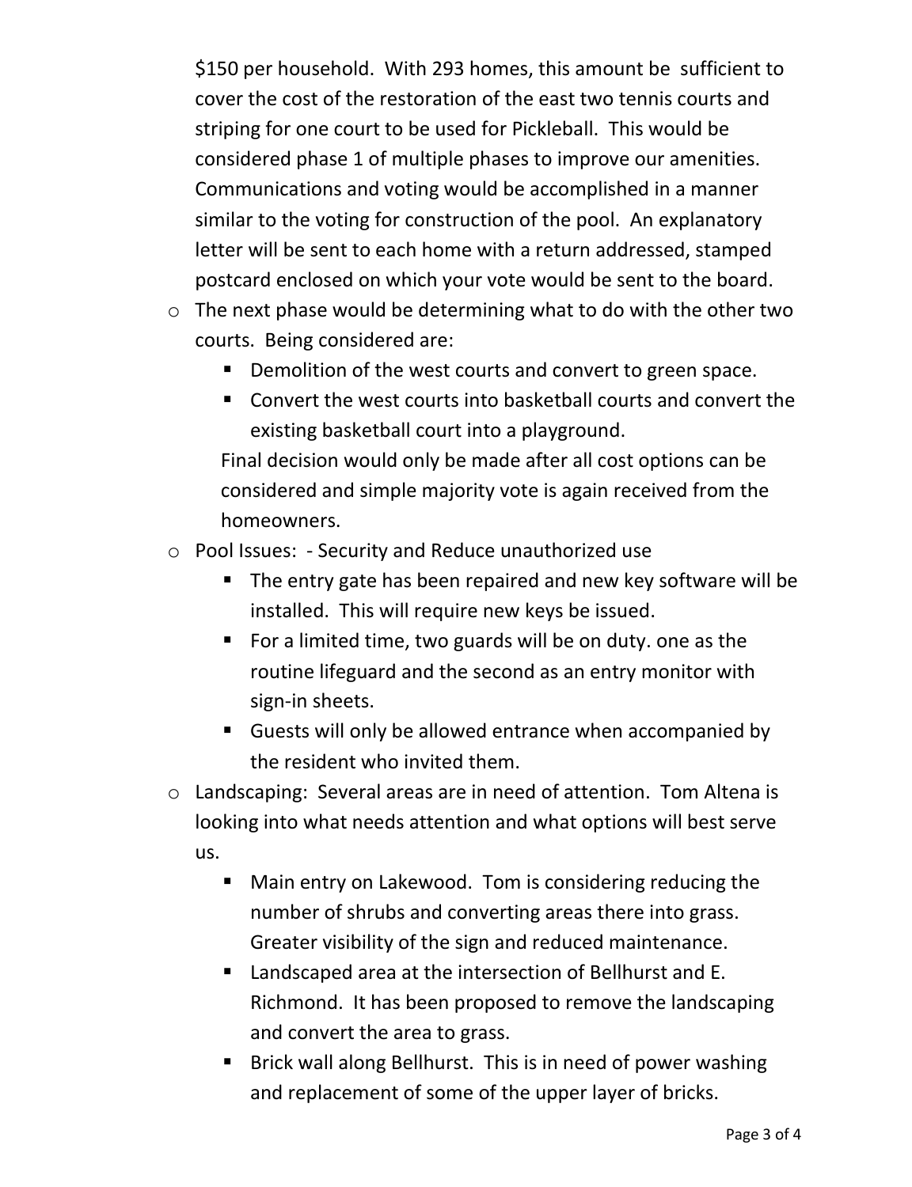$150 per household. With 293 homes, this amount be sufficient to cover the cost of the restoration of the east two tennis courts and striping for one court to be used for Pickleball. This would be considered phase 1 of multiple phases to improve our amenities. Communications and voting would be accomplished in a manner similar to the voting for construction of the pool. An explanatory letter will be sent to each home with a return addressed, stamped postcard enclosed on which your vote would be sent to the board.

- The next phase would be determining what to do with the other two courts. Being considered are:
  - Demolition of the west courts and convert to green space.
  - Convert the west courts into basketball courts and convert the existing basketball court into a playground.

  Final decision would only be made after all cost options can be considered and simple majority vote is again received from the homeowners.
- Pool Issues: - Security and Reduce unauthorized use
  - The entry gate has been repaired and new key software will be installed. This will require new keys be issued.
  - For a limited time, two guards will be on duty. one as the routine lifeguard and the second as an entry monitor with sign-in sheets.
  - Guests will only be allowed entrance when accompanied by the resident who invited them.
- Landscaping: Several areas are in need of attention. Tom Altena is looking into what needs attention and what options will best serve us.
  - Main entry on Lakewood. Tom is considering reducing the number of shrubs and converting areas there into grass. Greater visibility of the sign and reduced maintenance.
  - Landscaped area at the intersection of Bellhurst and E. Richmond. It has been proposed to remove the landscaping and convert the area to grass.
  - Brick wall along Bellhurst. This is in need of power washing and replacement of some of the upper layer of bricks.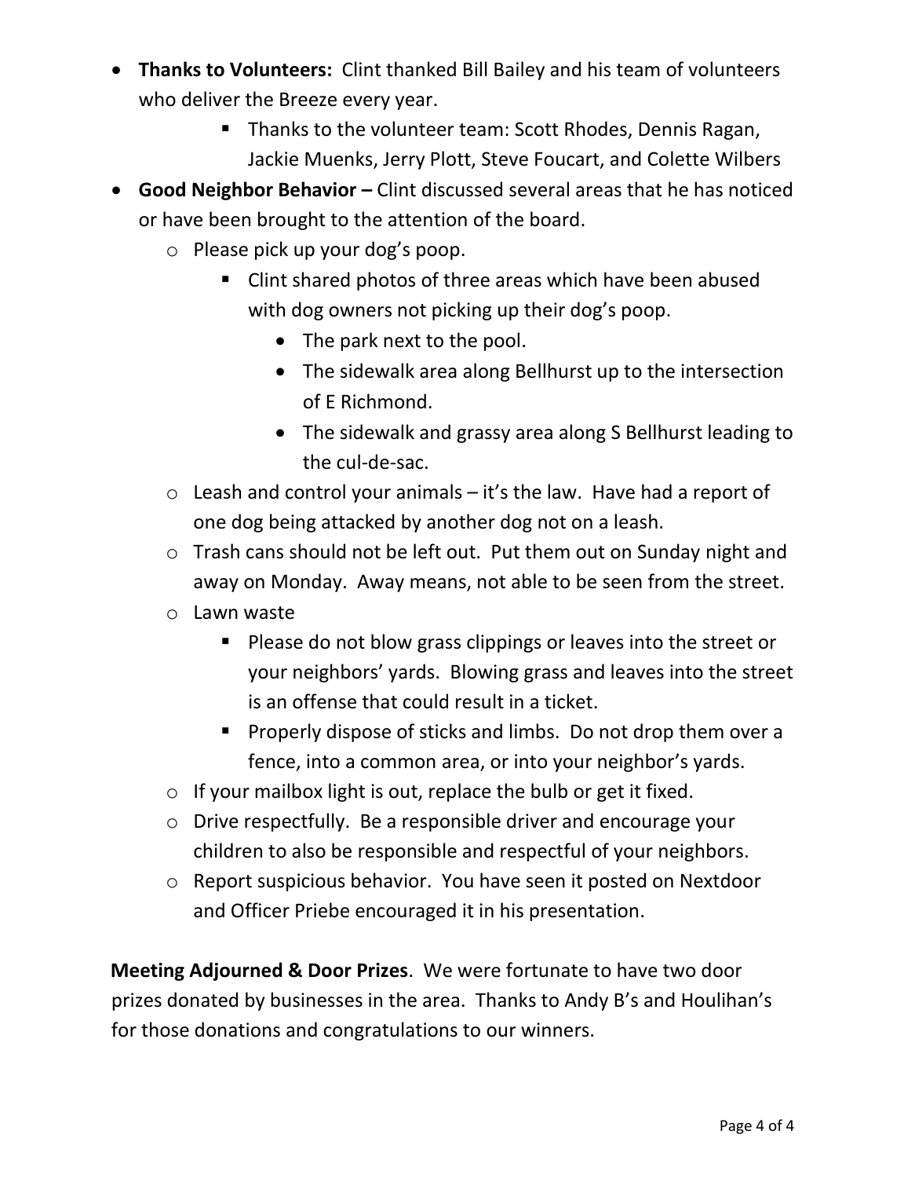- **Thanks to Volunteers:** Clint thanked Bill Bailey and his team of volunteers who deliver the Breeze every year.
    - Thanks to the volunteer team: Scott Rhodes, Dennis Ragan, Jackie Muenks, Jerry Plott, Steve Foucart, and Colette Wilbers
- **Good Neighbor Behavior –** Clint discussed several areas that he has noticed or have been brought to the attention of the board.
    - Please pick up your dog's poop.
        - Clint shared photos of three areas which have been abused with dog owners not picking up their dog's poop.
            - The park next to the pool.
            - The sidewalk area along Bellhurst up to the intersection of E Richmond.
            - The sidewalk and grassy area along S Bellhurst leading to the cul-de-sac.
    - Leash and control your animals – it's the law. Have had a report of one dog being attacked by another dog not on a leash.
    - Trash cans should not be left out. Put them out on Sunday night and away on Monday. Away means, not able to be seen from the street.
    - Lawn waste
        - Please do not blow grass clippings or leaves into the street or your neighbors' yards. Blowing grass and leaves into the street is an offense that could result in a ticket.
        - Properly dispose of sticks and limbs. Do not drop them over a fence, into a common area, or into your neighbor's yards.
    - If your mailbox light is out, replace the bulb or get it fixed.
    - Drive respectfully. Be a responsible driver and encourage your children to also be responsible and respectful of your neighbors.
    - Report suspicious behavior. You have seen it posted on Nextdoor and Officer Priebe encouraged it in his presentation.

**Meeting Adjourned & Door Prizes**. We were fortunate to have two door prizes donated by businesses in the area. Thanks to Andy B's and Houlihan's for those donations and congratulations to our winners.